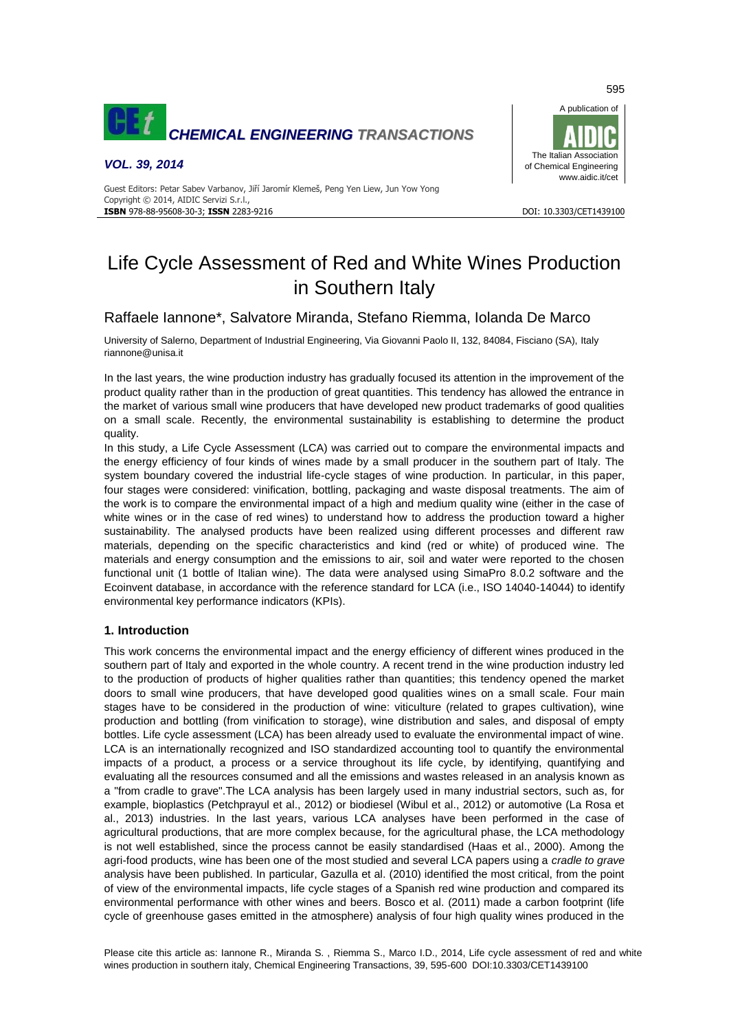# Life Cycle Assessment of Red and White Wines Production in Southern Italy

Raffaele Iannone*, Salvatore Miranda, Stefano Riemma, Iolanda De Marco

University of Salerno, Department of Industrial Engineering, Via Giovanni Paolo II, 132, 84084, Fisciano (SA), Italy
riannone@unisa.it

In the last years, the wine production industry has gradually focused its attention in the improvement of the product quality rather than in the production of great quantities. This tendency has allowed the entrance in the market of various small wine producers that have developed new product trademarks of good qualities on a small scale. Recently, the environmental sustainability is establishing to determine the product quality.

In this study, a Life Cycle Assessment (LCA) was carried out to compare the environmental impacts and the energy efficiency of four kinds of wines made by a small producer in the southern part of Italy. The system boundary covered the industrial life-cycle stages of wine production. In particular, in this paper, four stages were considered: vinification, bottling, packaging and waste disposal treatments. The aim of the work is to compare the environmental impact of a high and medium quality wine (either in the case of white wines or in the case of red wines) to understand how to address the production toward a higher sustainability. The analysed products have been realized using different processes and different raw materials, depending on the specific characteristics and kind (red or white) of produced wine. The materials and energy consumption and the emissions to air, soil and water were reported to the chosen functional unit (1 bottle of Italian wine). The data were analysed using SimaPro 8.0.2 software and the Ecoinvent database, in accordance with the reference standard for LCA (i.e., ISO 14040-14044) to identify environmental key performance indicators (KPIs).

## 1. Introduction

This work concerns the environmental impact and the energy efficiency of different wines produced in the southern part of Italy and exported in the whole country. A recent trend in the wine production industry led to the production of products of higher qualities rather than quantities; this tendency opened the market doors to small wine producers, that have developed good qualities wines on a small scale. Four main stages have to be considered in the production of wine: viticulture (related to grapes cultivation), wine production and bottling (from vinification to storage), wine distribution and sales, and disposal of empty bottles. Life cycle assessment (LCA) has been already used to evaluate the environmental impact of wine. LCA is an internationally recognized and ISO standardized accounting tool to quantify the environmental impacts of a product, a process or a service throughout its life cycle, by identifying, quantifying and evaluating all the resources consumed and all the emissions and wastes released in an analysis known as a "from cradle to grave".The LCA analysis has been largely used in many industrial sectors, such as, for example, bioplastics (Petchprayul et al., 2012) or biodiesel (Wibul et al., 2012) or automotive (La Rosa et al., 2013) industries. In the last years, various LCA analyses have been performed in the case of agricultural productions, that are more complex because, for the agricultural phase, the LCA methodology is not well established, since the process cannot be easily standardised (Haas et al., 2000). Among the agri-food products, wine has been one of the most studied and several LCA papers using a *cradle to grave* analysis have been published. In particular, Gazulla et al. (2010) identified the most critical, from the point of view of the environmental impacts, life cycle stages of a Spanish red wine production and compared its environmental performance with other wines and beers. Bosco et al. (2011) made a carbon footprint (life cycle of greenhouse gases emitted in the atmosphere) analysis of four high quality wines produced in the

Please cite this article as: Iannone R., Miranda S. , Riemma S., Marco I.D., 2014, Life cycle assessment of red and white wines production in southern italy, Chemical Engineering Transactions, 39, 595-600 DOI:10.3303/CET1439100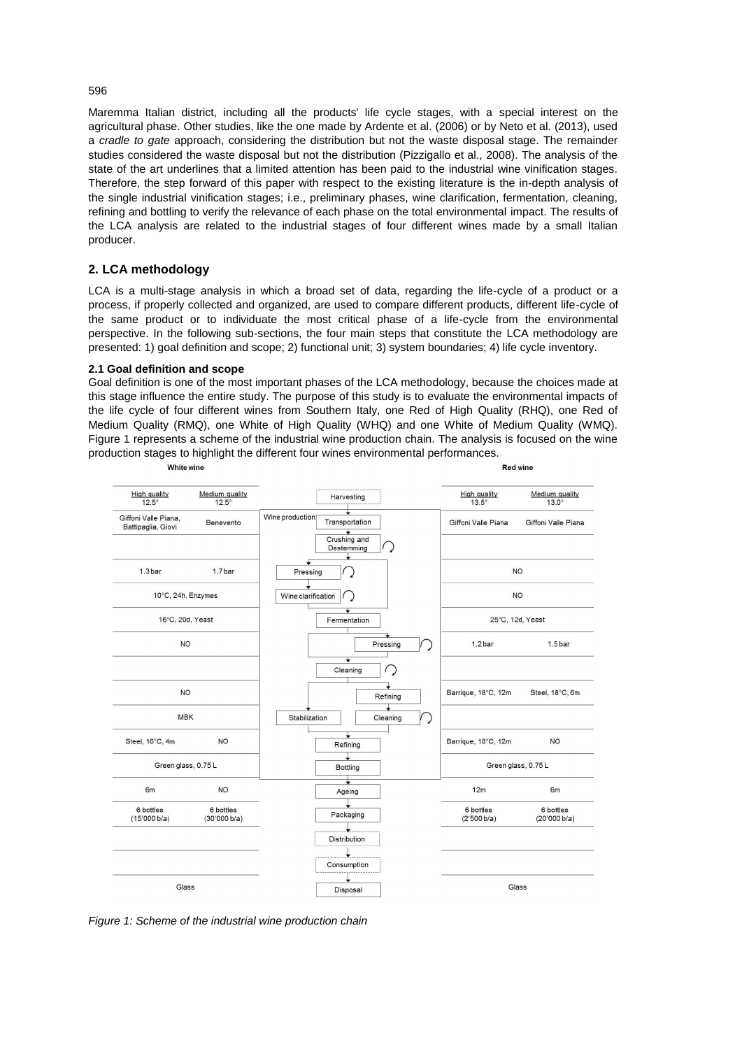Maremma Italian district, including all the products' life cycle stages, with a special interest on the agricultural phase. Other studies, like the one made by Ardente et al. (2006) or by Neto et al. (2013), used a *cradle to gate* approach, considering the distribution but not the waste disposal stage. The remainder studies considered the waste disposal but not the distribution (Pizzigallo et al., 2008). The analysis of the state of the art underlines that a limited attention has been paid to the industrial wine vinification stages. Therefore, the step forward of this paper with respect to the existing literature is the in-depth analysis of the single industrial vinification stages; i.e., preliminary phases, wine clarification, fermentation, cleaning, refining and bottling to verify the relevance of each phase on the total environmental impact. The results of the LCA analysis are related to the industrial stages of four different wines made by a small Italian producer.

## 2. LCA methodology

LCA is a multi-stage analysis in which a broad set of data, regarding the life-cycle of a product or a process, if properly collected and organized, are used to compare different products, different life-cycle of the same product or to individuate the most critical phase of a life-cycle from the environmental perspective. In the following sub-sections, the four main steps that constitute the LCA methodology are presented: 1) goal definition and scope; 2) functional unit; 3) system boundaries; 4) life cycle inventory.

### 2.1 Goal definition and scope

Goal definition is one of the most important phases of the LCA methodology, because the choices made at this stage influence the entire study. The purpose of this study is to evaluate the environmental impacts of the life cycle of four different wines from Southern Italy, one Red of High Quality (RHQ), one Red of Medium Quality (RMQ), one White of High Quality (WHQ) and one White of Medium Quality (WMQ). Figure 1 represents a scheme of the industrial wine production chain. The analysis is focused on the wine production stages to highlight the different four wines environmental performances.

| White wine – High quality 12.5° | White wine – Medium quality 12.5° | Stage | Red wine – High quality 13.5° | Red wine – Medium quality 13.0° |
|---|---|---|---|---|
| | | Harvesting | | |
| Giffoni Valle Piana, Battipaglia, Giovi | Benevento | Transportation (Wine production) | Giffoni Valle Piana | Giffoni Valle Piana |
| | | Crushing and Destemming | | |
| 1.3 bar | 1.7 bar | Pressing | NO | |
| 10°C, 24h, Enzymes | | Wine clarification | NO | |
| 16°C, 20d, Yeast | | Fermentation | 25°C, 12d, Yeast | |
| NO | | Pressing | 1.2 bar | 1.5 bar |
| | | Cleaning | | |
| NO | | Refining | Barrique, 18°C, 12m | Steel, 18°C, 6m |
| MBK | | Stabilization / Cleaning | | |
| Steel, 16°C, 4m | NO | Refining | Barrique, 18°C, 12m | NO |
| Green glass, 0.75 L | | Bottling | Green glass, 0.75 L | |
| 6m | NO | Ageing | 12m | 6m |
| 6 bottles (15'000 b/a) | 6 bottles (30'000 b/a) | Packaging | 6 bottles (2'500 b/a) | 6 bottles (20'000 b/a) |
| | | Distribution | | |
| | | Consumption | | |
| Glass | | Disposal | Glass | |

*Figure 1: Scheme of the industrial wine production chain*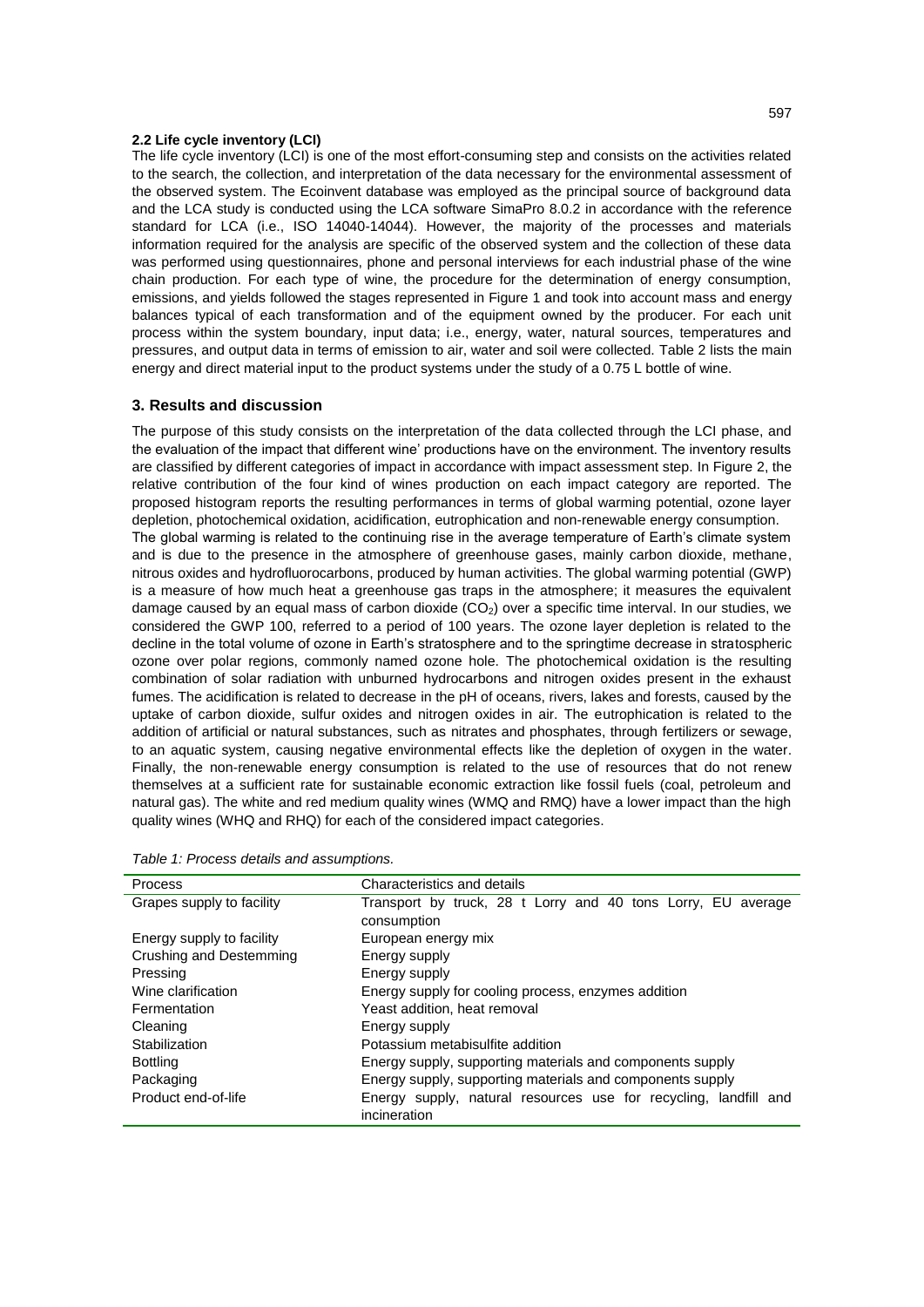### 2.2 Life cycle inventory (LCI)

The life cycle inventory (LCI) is one of the most effort-consuming step and consists on the activities related to the search, the collection, and interpretation of the data necessary for the environmental assessment of the observed system. The Ecoinvent database was employed as the principal source of background data and the LCA study is conducted using the LCA software SimaPro 8.0.2 in accordance with the reference standard for LCA (i.e., ISO 14040-14044). However, the majority of the processes and materials information required for the analysis are specific of the observed system and the collection of these data was performed using questionnaires, phone and personal interviews for each industrial phase of the wine chain production. For each type of wine, the procedure for the determination of energy consumption, emissions, and yields followed the stages represented in Figure 1 and took into account mass and energy balances typical of each transformation and of the equipment owned by the producer. For each unit process within the system boundary, input data; i.e., energy, water, natural sources, temperatures and pressures, and output data in terms of emission to air, water and soil were collected. Table 2 lists the main energy and direct material input to the product systems under the study of a 0.75 L bottle of wine.

## 3. Results and discussion

The purpose of this study consists on the interpretation of the data collected through the LCI phase, and the evaluation of the impact that different wine' productions have on the environment. The inventory results are classified by different categories of impact in accordance with impact assessment step. In Figure 2, the relative contribution of the four kind of wines production on each impact category are reported. The proposed histogram reports the resulting performances in terms of global warming potential, ozone layer depletion, photochemical oxidation, acidification, eutrophication and non-renewable energy consumption.

The global warming is related to the continuing rise in the average temperature of Earth's climate system and is due to the presence in the atmosphere of greenhouse gases, mainly carbon dioxide, methane, nitrous oxides and hydrofluorocarbons, produced by human activities. The global warming potential (GWP) is a measure of how much heat a greenhouse gas traps in the atmosphere; it measures the equivalent damage caused by an equal mass of carbon dioxide ($CO_2$) over a specific time interval. In our studies, we considered the GWP 100, referred to a period of 100 years. The ozone layer depletion is related to the decline in the total volume of ozone in Earth's stratosphere and to the springtime decrease in stratospheric ozone over polar regions, commonly named ozone hole. The photochemical oxidation is the resulting combination of solar radiation with unburned hydrocarbons and nitrogen oxides present in the exhaust fumes. The acidification is related to decrease in the pH of oceans, rivers, lakes and forests, caused by the uptake of carbon dioxide, sulfur oxides and nitrogen oxides in air. The eutrophication is related to the addition of artificial or natural substances, such as nitrates and phosphates, through fertilizers or sewage, to an aquatic system, causing negative environmental effects like the depletion of oxygen in the water. Finally, the non-renewable energy consumption is related to the use of resources that do not renew themselves at a sufficient rate for sustainable economic extraction like fossil fuels (coal, petroleum and natural gas). The white and red medium quality wines (WMQ and RMQ) have a lower impact than the high quality wines (WHQ and RHQ) for each of the considered impact categories.

*Table 1: Process details and assumptions.*

| Process | Characteristics and details |
|---|---|
| Grapes supply to facility | Transport by truck, 28 t Lorry and 40 tons Lorry, EU average consumption |
| Energy supply to facility | European energy mix |
| Crushing and Destemming | Energy supply |
| Pressing | Energy supply |
| Wine clarification | Energy supply for cooling process, enzymes addition |
| Fermentation | Yeast addition, heat removal |
| Cleaning | Energy supply |
| Stabilization | Potassium metabisulfite addition |
| Bottling | Energy supply, supporting materials and components supply |
| Packaging | Energy supply, supporting materials and components supply |
| Product end-of-life | Energy supply, natural resources use for recycling, landfill and incineration |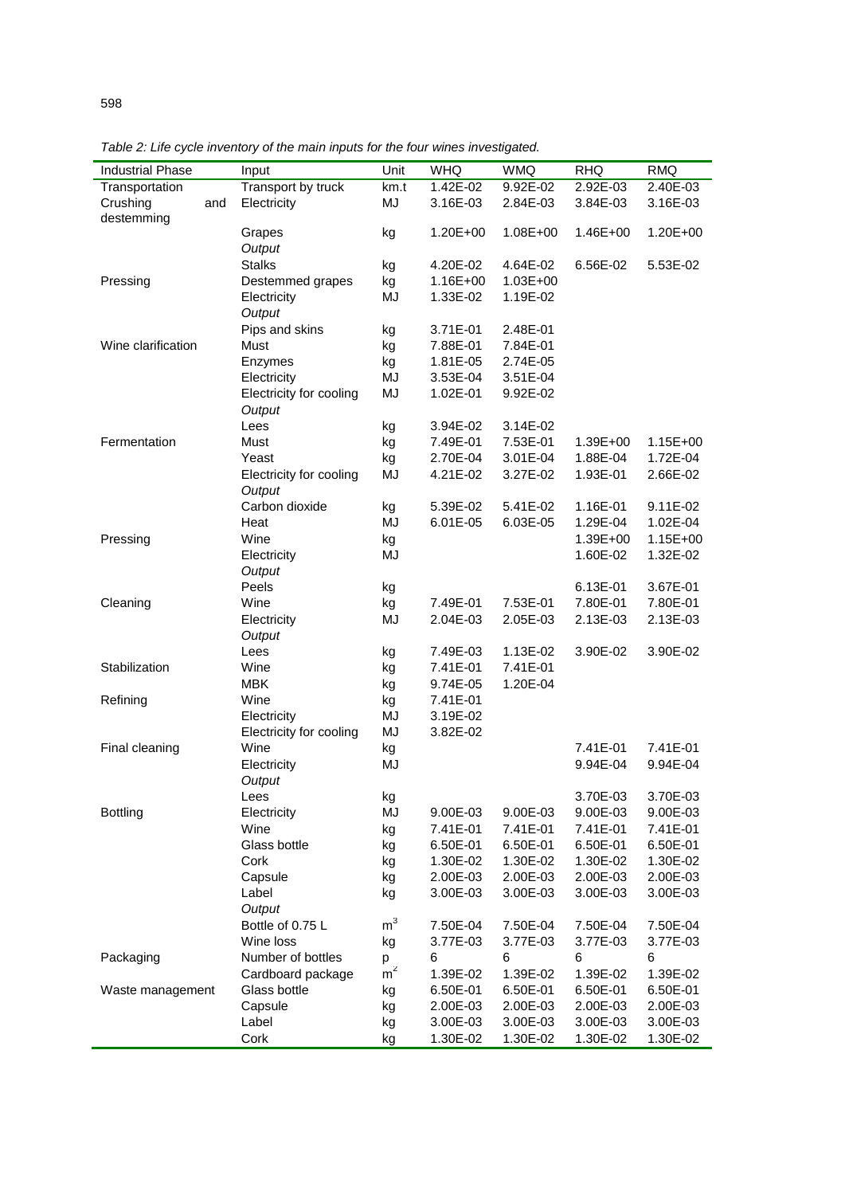*Table 2: Life cycle inventory of the main inputs for the four wines investigated.*

| Industrial Phase | Input | Unit | WHQ | WMQ | RHQ | RMQ |
|---|---|---|---|---|---|---|
| Transportation | Transport by truck | km.t | 1.42E-02 | 9.92E-02 | 2.92E-03 | 2.40E-03 |
| Crushing and destemming | Electricity | MJ | 3.16E-03 | 2.84E-03 | 3.84E-03 | 3.16E-03 |
| | Grapes | kg | 1.20E+00 | 1.08E+00 | 1.46E+00 | 1.20E+00 |
| | *Output* | | | | | |
| | Stalks | kg | 4.20E-02 | 4.64E-02 | 6.56E-02 | 5.53E-02 |
| Pressing | Destemmed grapes | kg | 1.16E+00 | 1.03E+00 | | |
| | Electricity | MJ | 1.33E-02 | 1.19E-02 | | |
| | *Output* | | | | | |
| | Pips and skins | kg | 3.71E-01 | 2.48E-01 | | |
| Wine clarification | Must | kg | 7.88E-01 | 7.84E-01 | | |
| | Enzymes | kg | 1.81E-05 | 2.74E-05 | | |
| | Electricity | MJ | 3.53E-04 | 3.51E-04 | | |
| | Electricity for cooling | MJ | 1.02E-01 | 9.92E-02 | | |
| | *Output* | | | | | |
| | Lees | kg | 3.94E-02 | 3.14E-02 | | |
| Fermentation | Must | kg | 7.49E-01 | 7.53E-01 | 1.39E+00 | 1.15E+00 |
| | Yeast | kg | 2.70E-04 | 3.01E-04 | 1.88E-04 | 1.72E-04 |
| | Electricity for cooling | MJ | 4.21E-02 | 3.27E-02 | 1.93E-01 | 2.66E-02 |
| | *Output* | | | | | |
| | Carbon dioxide | kg | 5.39E-02 | 5.41E-02 | 1.16E-01 | 9.11E-02 |
| | Heat | MJ | 6.01E-05 | 6.03E-05 | 1.29E-04 | 1.02E-04 |
| Pressing | Wine | kg | | | 1.39E+00 | 1.15E+00 |
| | Electricity | MJ | | | 1.60E-02 | 1.32E-02 |
| | *Output* | | | | | |
| | Peels | kg | | | 6.13E-01 | 3.67E-01 |
| Cleaning | Wine | kg | 7.49E-01 | 7.53E-01 | 7.80E-01 | 7.80E-01 |
| | Electricity | MJ | 2.04E-03 | 2.05E-03 | 2.13E-03 | 2.13E-03 |
| | *Output* | | | | | |
| | Lees | kg | 7.49E-03 | 1.13E-02 | 3.90E-02 | 3.90E-02 |
| Stabilization | Wine | kg | 7.41E-01 | 7.41E-01 | | |
| | MBK | kg | 9.74E-05 | 1.20E-04 | | |
| Refining | Wine | kg | 7.41E-01 | | | |
| | Electricity | MJ | 3.19E-02 | | | |
| | Electricity for cooling | MJ | 3.82E-02 | | | |
| Final cleaning | Wine | kg | | | 7.41E-01 | 7.41E-01 |
| | Electricity | MJ | | | 9.94E-04 | 9.94E-04 |
| | *Output* | | | | | |
| | Lees | kg | | | 3.70E-03 | 3.70E-03 |
| Bottling | Electricity | MJ | 9.00E-03 | 9.00E-03 | 9.00E-03 | 9.00E-03 |
| | Wine | kg | 7.41E-01 | 7.41E-01 | 7.41E-01 | 7.41E-01 |
| | Glass bottle | kg | 6.50E-01 | 6.50E-01 | 6.50E-01 | 6.50E-01 |
| | Cork | kg | 1.30E-02 | 1.30E-02 | 1.30E-02 | 1.30E-02 |
| | Capsule | kg | 2.00E-03 | 2.00E-03 | 2.00E-03 | 2.00E-03 |
| | Label | kg | 3.00E-03 | 3.00E-03 | 3.00E-03 | 3.00E-03 |
| | *Output* | | | | | |
| | Bottle of 0.75 L | $m^3$ | 7.50E-04 | 7.50E-04 | 7.50E-04 | 7.50E-04 |
| | Wine loss | kg | 3.77E-03 | 3.77E-03 | 3.77E-03 | 3.77E-03 |
| Packaging | Number of bottles | p | 6 | 6 | 6 | 6 |
| | Cardboard package | $m^2$ | 1.39E-02 | 1.39E-02 | 1.39E-02 | 1.39E-02 |
| Waste management | Glass bottle | kg | 6.50E-01 | 6.50E-01 | 6.50E-01 | 6.50E-01 |
| | Capsule | kg | 2.00E-03 | 2.00E-03 | 2.00E-03 | 2.00E-03 |
| | Label | kg | 3.00E-03 | 3.00E-03 | 3.00E-03 | 3.00E-03 |
| | Cork | kg | 1.30E-02 | 1.30E-02 | 1.30E-02 | 1.30E-02 |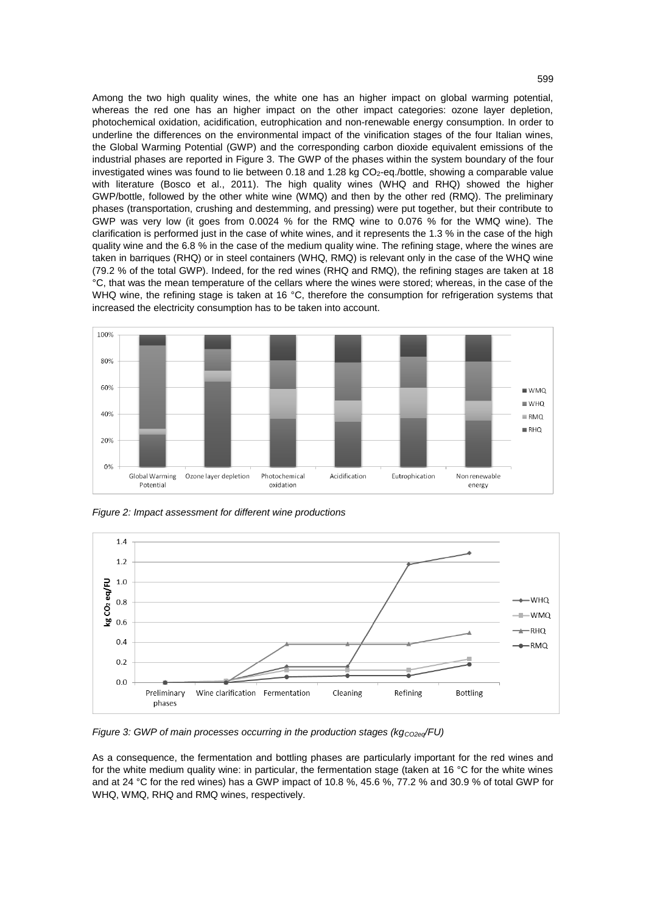Among the two high quality wines, the white one has an higher impact on global warming potential, whereas the red one has an higher impact on the other impact categories: ozone layer depletion, photochemical oxidation, acidification, eutrophication and non-renewable energy consumption. In order to underline the differences on the environmental impact of the vinification stages of the four Italian wines, the Global Warming Potential (GWP) and the corresponding carbon dioxide equivalent emissions of the industrial phases are reported in Figure 3. The GWP of the phases within the system boundary of the four investigated wines was found to lie between 0.18 and 1.28 kg $CO_2$-eq./bottle, showing a comparable value with literature (Bosco et al., 2011). The high quality wines (WHQ and RHQ) showed the higher GWP/bottle, followed by the other white wine (WMQ) and then by the other red (RMQ). The preliminary phases (transportation, crushing and destemming, and pressing) were put together, but their contribute to GWP was very low (it goes from 0.0024 % for the RMQ wine to 0.076 % for the WMQ wine). The clarification is performed just in the case of white wines, and it represents the 1.3 % in the case of the high quality wine and the 6.8 % in the case of the medium quality wine. The refining stage, where the wines are taken in barriques (RHQ) or in steel containers (WHQ, RMQ) is relevant only in the case of the WHQ wine (79.2 % of the total GWP). Indeed, for the red wines (RHQ and RMQ), the refining stages are taken at 18 °C, that was the mean temperature of the cellars where the wines were stored; whereas, in the case of the WHQ wine, the refining stage is taken at 16 °C, therefore the consumption for refrigeration systems that increased the electricity consumption has to be taken into account.

*Figure 2: Impact assessment for different wine productions*

*Figure 3: GWP of main processes occurring in the production stages ($kg_{CO2eq}$/FU)*

As a consequence, the fermentation and bottling phases are particularly important for the red wines and for the white medium quality wine: in particular, the fermentation stage (taken at 16 °C for the white wines and at 24 °C for the red wines) has a GWP impact of 10.8 %, 45.6 %, 77.2 % and 30.9 % of total GWP for WHQ, WMQ, RHQ and RMQ wines, respectively.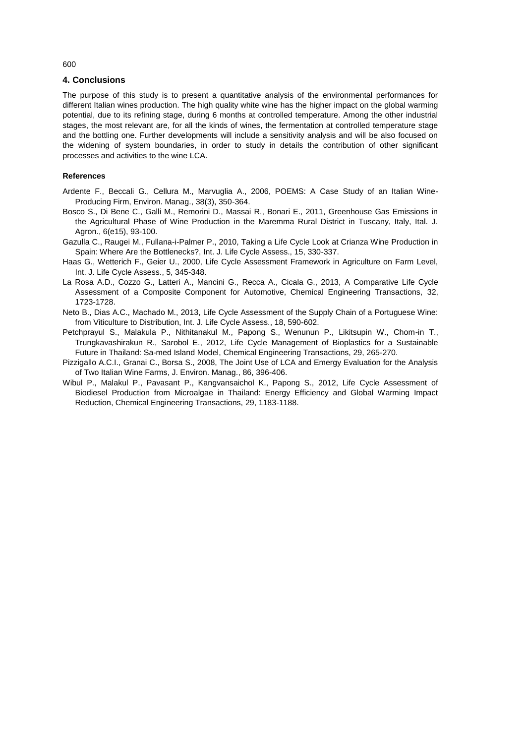## 4. Conclusions

The purpose of this study is to present a quantitative analysis of the environmental performances for different Italian wines production. The high quality white wine has the higher impact on the global warming potential, due to its refining stage, during 6 months at controlled temperature. Among the other industrial stages, the most relevant are, for all the kinds of wines, the fermentation at controlled temperature stage and the bottling one. Further developments will include a sensitivity analysis and will be also focused on the widening of system boundaries, in order to study in details the contribution of other significant processes and activities to the wine LCA.

### References

Ardente F., Beccali G., Cellura M., Marvuglia A., 2006, POEMS: A Case Study of an Italian Wine-Producing Firm, Environ. Manag., 38(3), 350-364.

Bosco S., Di Bene C., Galli M., Remorini D., Massai R., Bonari E., 2011, Greenhouse Gas Emissions in the Agricultural Phase of Wine Production in the Maremma Rural District in Tuscany, Italy, Ital. J. Agron., 6(e15), 93-100.

Gazulla C., Raugei M., Fullana-i-Palmer P., 2010, Taking a Life Cycle Look at Crianza Wine Production in Spain: Where Are the Bottlenecks?, Int. J. Life Cycle Assess., 15, 330-337.

Haas G., Wetterich F., Geier U., 2000, Life Cycle Assessment Framework in Agriculture on Farm Level, Int. J. Life Cycle Assess., 5, 345-348.

La Rosa A.D., Cozzo G., Latteri A., Mancini G., Recca A., Cicala G., 2013, A Comparative Life Cycle Assessment of a Composite Component for Automotive, Chemical Engineering Transactions, 32, 1723-1728.

Neto B., Dias A.C., Machado M., 2013, Life Cycle Assessment of the Supply Chain of a Portuguese Wine: from Viticulture to Distribution, Int. J. Life Cycle Assess., 18, 590-602.

Petchprayul S., Malakula P., Nithitanakul M., Papong S., Wenunun P., Likitsupin W., Chom-in T., Trungkavashirakun R., Sarobol E., 2012, Life Cycle Management of Bioplastics for a Sustainable Future in Thailand: Sa-med Island Model, Chemical Engineering Transactions, 29, 265-270.

Pizzigallo A.C.I., Granai C., Borsa S., 2008, The Joint Use of LCA and Emergy Evaluation for the Analysis of Two Italian Wine Farms, J. Environ. Manag., 86, 396-406.

Wibul P., Malakul P., Pavasant P., Kangvansaichol K., Papong S., 2012, Life Cycle Assessment of Biodiesel Production from Microalgae in Thailand: Energy Efficiency and Global Warming Impact Reduction, Chemical Engineering Transactions, 29, 1183-1188.